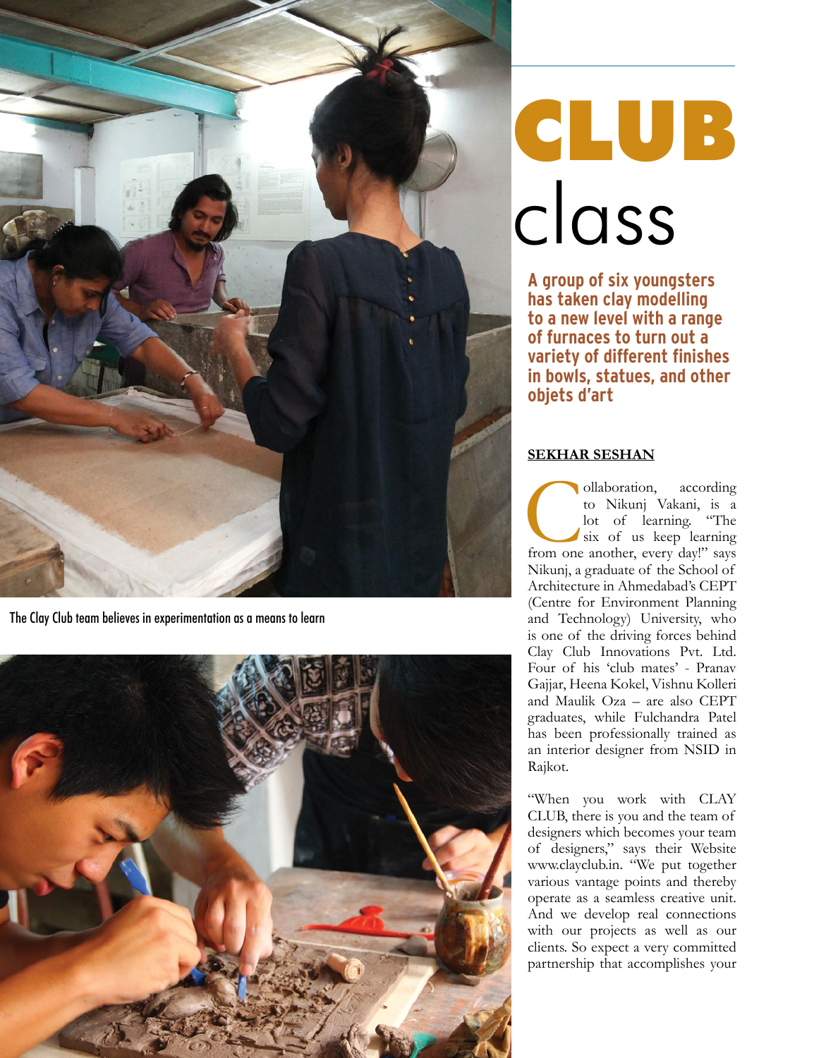# CLUB class

**A group of six youngsters has taken clay modelling to a new level with a range of furnaces to turn out a variety of different finishes in bowls, statues, and other objets d'art**

The Clay Club team believes in experimentation as a means to learn

**SEKHAR SESHAN**

Collaboration, according to Nikunj Vakani, is a lot of learning. "The six of us keep learning from one another, every day!" says Nikunj, a graduate of the School of Architecture in Ahmedabad's CEPT (Centre for Environment Planning and Technology) University, who is one of the driving forces behind Clay Club Innovations Pvt. Ltd. Four of his 'club mates' - Pranav Gajjar, Heena Kokel, Vishnu Kolleri and Maulik Oza – are also CEPT graduates, while Fulchandra Patel has been professionally trained as an interior designer from NSID in Rajkot.

"When you work with CLAY CLUB, there is you and the team of designers which becomes your team of designers," says their Website www.clayclub.in. "We put together various vantage points and thereby operate as a seamless creative unit. And we develop real connections with our projects as well as our clients. So expect a very committed partnership that accomplishes your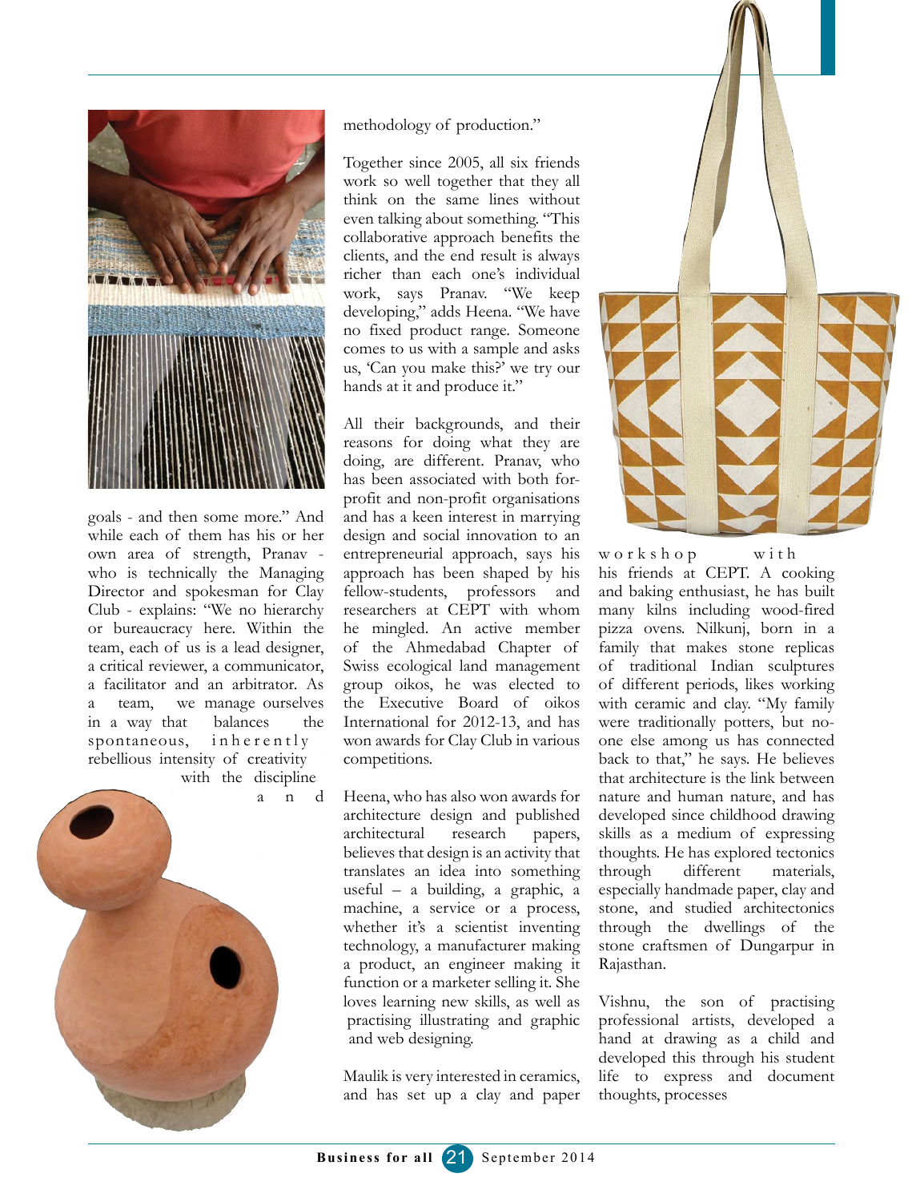goals - and then some more." And while each of them has his or her own area of strength, Pranav - who is technically the Managing Director and spokesman for Clay Club - explains: "We no hierarchy or bureaucracy here. Within the team, each of us is a lead designer, a critical reviewer, a communicator, a facilitator and an arbitrator. As a team, we manage ourselves in a way that balances the spontaneous, inherently rebellious intensity of creativity with the discipline and methodology of production."

Together since 2005, all six friends work so well together that they all think on the same lines without even talking about something. "This collaborative approach benefits the clients, and the end result is always richer than each one's individual work, says Pranav. "We keep developing," adds Heena. "We have no fixed product range. Someone comes to us with a sample and asks us, 'Can you make this?' we try our hands at it and produce it."

All their backgrounds, and their reasons for doing what they are doing, are different. Pranav, who has been associated with both for-profit and non-profit organisations and has a keen interest in marrying design and social innovation to an entrepreneurial approach, says his approach has been shaped by his fellow-students, professors and researchers at CEPT with whom he mingled. An active member of the Ahmedabad Chapter of Swiss ecological land management group oikos, he was elected to the Executive Board of oikos International for 2012-13, and has won awards for Clay Club in various competitions.

Heena, who has also won awards for architecture design and published architectural research papers, believes that design is an activity that translates an idea into something useful – a building, a graphic, a machine, a service or a process, whether it's a scientist inventing technology, a manufacturer making a product, an engineer making it function or a marketer selling it. She loves learning new skills, as well as practising illustrating and graphic and web designing.

Maulik is very interested in ceramics, and has set up a clay and paper workshop with his friends at CEPT. A cooking and baking enthusiast, he has built many kilns including wood-fired pizza ovens. Nilkunj, born in a family that makes stone replicas of traditional Indian sculptures of different periods, likes working with ceramic and clay. "My family were traditionally potters, but no-one else among us has connected back to that," he says. He believes that architecture is the link between nature and human nature, and has developed since childhood drawing skills as a medium of expressing thoughts. He has explored tectonics through different materials, especially handmade paper, clay and stone, and studied architectonics through the dwellings of the stone craftsmen of Dungarpur in Rajasthan.

Vishnu, the son of practising professional artists, developed a hand at drawing as a child and developed this through his student life to express and document thoughts, processes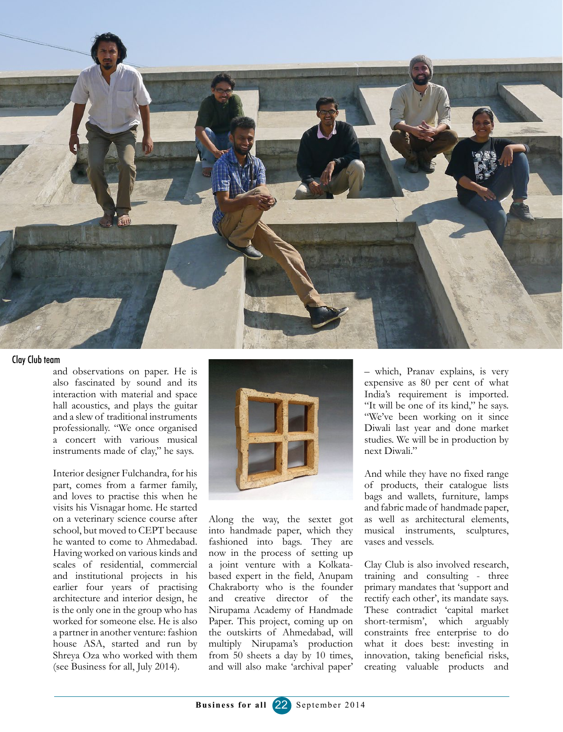Clay Club team

and observations on paper. He is also fascinated by sound and its interaction with material and space hall acoustics, and plays the guitar and a slew of traditional instruments professionally. "We once organised a concert with various musical instruments made of clay," he says.

Interior designer Fulchandra, for his part, comes from a farmer family, and loves to practise this when he visits his Visnagar home. He started on a veterinary science course after school, but moved to CEPT because he wanted to come to Ahmedabad. Having worked on various kinds and scales of residential, commercial and institutional projects in his earlier four years of practising architecture and interior design, he is the only one in the group who has worked for someone else. He is also a partner in another venture: fashion house ASA, started and run by Shreya Oza who worked with them (see Business for all, July 2014).

Along the way, the sextet got into handmade paper, which they fashioned into bags. They are now in the process of setting up a joint venture with a Kolkata-based expert in the field, Anupam Chakraborty who is the founder and creative director of the Nirupama Academy of Handmade Paper. This project, coming up on the outskirts of Ahmedabad, will multiply Nirupama's production from 50 sheets a day by 10 times, and will also make 'archival paper' – which, Pranav explains, is very expensive as 80 per cent of what India's requirement is imported. "It will be one of its kind," he says. "We've been working on it since Diwali last year and done market studies. We will be in production by next Diwali."

And while they have no fixed range of products, their catalogue lists bags and wallets, furniture, lamps and fabric made of handmade paper, as well as architectural elements, musical instruments, sculptures, vases and vessels.

Clay Club is also involved research, training and consulting - three primary mandates that 'support and rectify each other', its mandate says. These contradict 'capital market short-termism', which arguably constraints free enterprise to do what it does best: investing in innovation, taking beneficial risks, creating valuable products and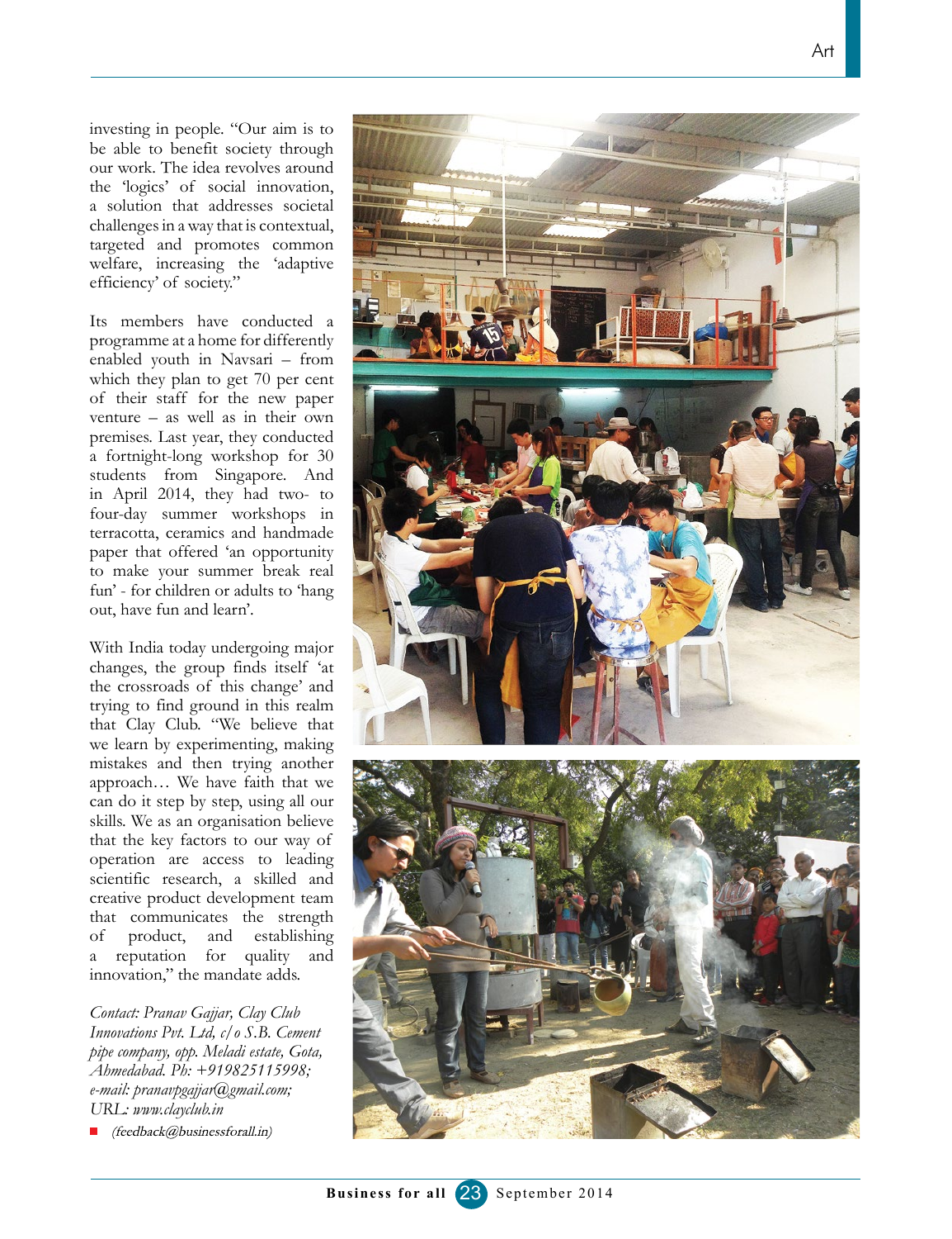investing in people. “Our aim is to be able to benefit society through our work. The idea revolves around the ‘logics’ of social innovation, a solution that addresses societal challenges in a way that is contextual, targeted and promotes common welfare, increasing the ‘adaptive efficiency’ of society.”

Its members have conducted a programme at a home for differently enabled youth in Navsari – from which they plan to get 70 per cent of their staff for the new paper venture – as well as in their own premises. Last year, they conducted a fortnight-long workshop for 30 students from Singapore. And in April 2014, they had two- to four-day summer workshops in terracotta, ceramics and handmade paper that offered ‘an opportunity to make your summer break real fun’ - for children or adults to ‘hang out, have fun and learn’.

With India today undergoing major changes, the group finds itself ‘at the crossroads of this change’ and trying to find ground in this realm that Clay Club. “We believe that we learn by experimenting, making mistakes and then trying another approach… We have faith that we can do it step by step, using all our skills. We as an organisation believe that the key factors to our way of operation are access to leading scientific research, a skilled and creative product development team that communicates the strength of product, and establishing a reputation for quality and innovation,” the mandate adds.

*Contact: Pranav Gajjar, Clay Club Innovations Pvt. Ltd, c/o S.B. Cement pipe company, opp. Meladi estate, Gota, Ahmedabad. Ph: +919825115998; e-mail: pranavpgajjar@gmail.com; URL: www.clayclub.in*

*(feedback@businessforall.in)*